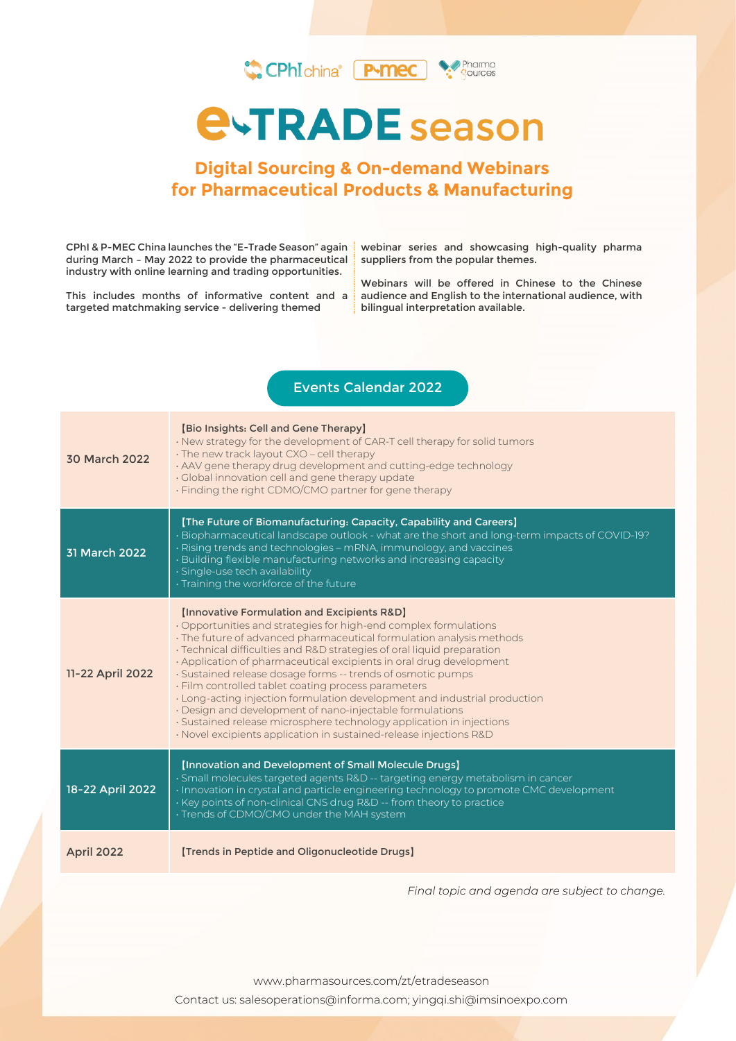CPhI china | P-mec | Pharma Sources

# E-TRADE season

## Digital Sourcing & On-demand Webinars for Pharmaceutical Products & Manufacturing

CPhI & P-MEC China launches the "E-Trade Season" again during March – May 2022 to provide the pharmaceutical industry with online learning and trading opportunities.

This includes months of informative content and a targeted matchmaking service - delivering themed webinar series and showcasing high-quality pharma suppliers from the popular themes.

Webinars will be offered in Chinese to the Chinese audience and English to the international audience, with bilingual interpretation available.

### Events Calendar 2022

| Date | Topics |
| --- | --- |
| 30 March 2022 | 【Bio Insights: Cell and Gene Therapy】<br>· New strategy for the development of CAR-T cell therapy for solid tumors<br>· The new track layout CXO – cell therapy<br>· AAV gene therapy drug development and cutting-edge technology<br>· Global innovation cell and gene therapy update<br>· Finding the right CDMO/CMO partner for gene therapy |
| 31 March 2022 | 【The Future of Biomanufacturing: Capacity, Capability and Careers】<br>· Biopharmaceutical landscape outlook - what are the short and long-term impacts of COVID-19?<br>· Rising trends and technologies – mRNA, immunology, and vaccines<br>· Building flexible manufacturing networks and increasing capacity<br>· Single-use tech availability<br>· Training the workforce of the future |
| 11-22 April 2022 | 【Innovative Formulation and Excipients R&D】<br>· Opportunities and strategies for high-end complex formulations<br>· The future of advanced pharmaceutical formulation analysis methods<br>· Technical difficulties and R&D strategies of oral liquid preparation<br>· Application of pharmaceutical excipients in oral drug development<br>· Sustained release dosage forms -- trends of osmotic pumps<br>· Film controlled tablet coating process parameters<br>· Long-acting injection formulation development and industrial production<br>· Design and development of nano-injectable formulations<br>· Sustained release microsphere technology application in injections<br>· Novel excipients application in sustained-release injections R&D |
| 18-22 April 2022 | 【Innovation and Development of Small Molecule Drugs】<br>· Small molecules targeted agents R&D -- targeting energy metabolism in cancer<br>· Innovation in crystal and particle engineering technology to promote CMC development<br>· Key points of non-clinical CNS drug R&D -- from theory to practice<br>· Trends of CDMO/CMO under the MAH system |
| April 2022 | 【Trends in Peptide and Oligonucleotide Drugs】 |

*Final topic and agenda are subject to change.*

www.pharmasources.com/zt/etradeseason

Contact us: salesoperations@informa.com; yingqi.shi@imsinoexpo.com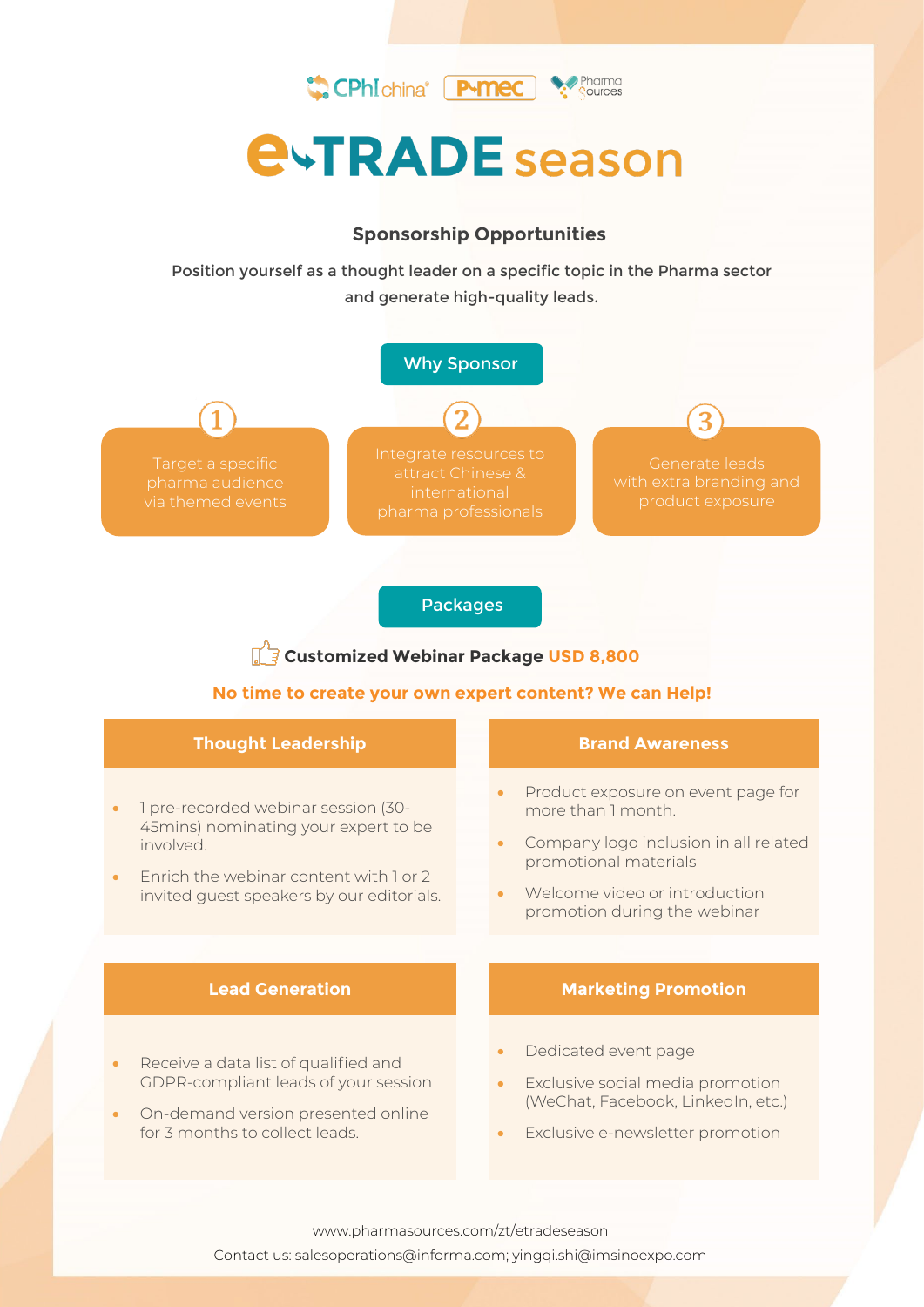CPhI china | P-mec | Pharma Sources

# e-TRADE season

## Sponsorship Opportunities

Position yourself as a thought leader on a specific topic in the Pharma sector and generate high-quality leads.

### Why Sponsor

1. Target a specific pharma audience via themed events
2. Integrate resources to attract Chinese & international pharma professionals
3. Generate leads with extra branding and product exposure

### Packages

**Customized Webinar Package USD 8,800**

**No time to create your own expert content? We can Help!**

#### Thought Leadership

- 1 pre-recorded webinar session (30-45mins) nominating your expert to be involved.
- Enrich the webinar content with 1 or 2 invited guest speakers by our editorials.

#### Brand Awareness

- Product exposure on event page for more than 1 month.
- Company logo inclusion in all related promotional materials
- Welcome video or introduction promotion during the webinar

#### Lead Generation

- Receive a data list of qualified and GDPR-compliant leads of your session
- On-demand version presented online for 3 months to collect leads.

#### Marketing Promotion

- Dedicated event page
- Exclusive social media promotion (WeChat, Facebook, LinkedIn, etc.)
- Exclusive e-newsletter promotion

www.pharmasources.com/zt/etradeseason

Contact us: salesoperations@informa.com; yingqi.shi@imsinoexpo.com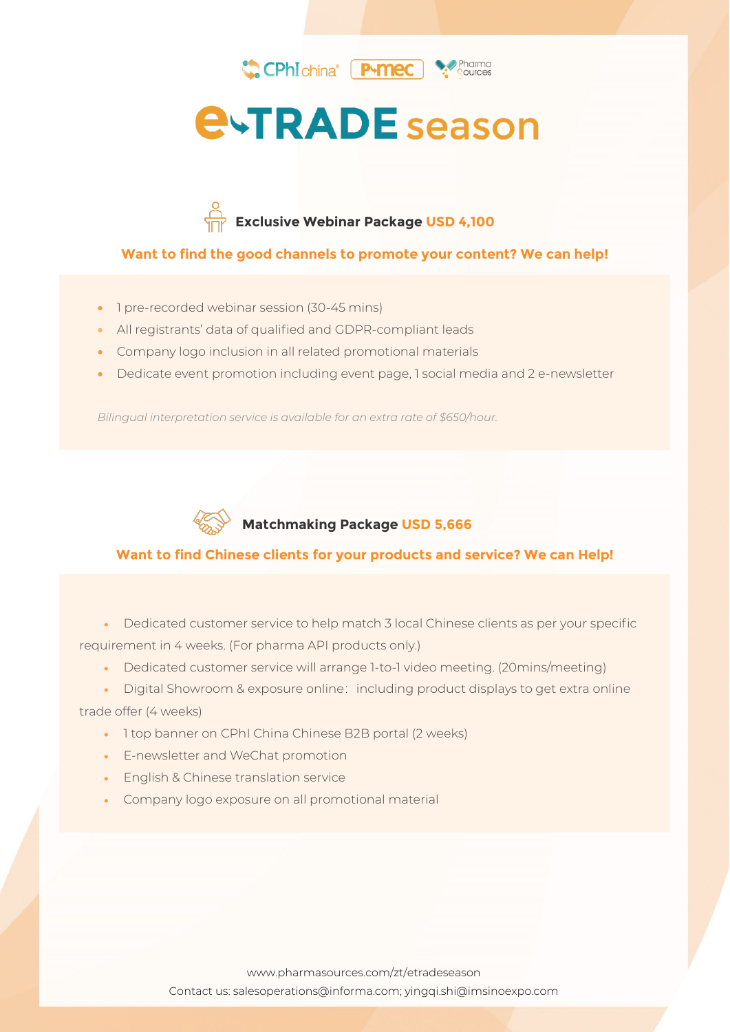CPhI china | P-mec | Pharma Sources

# e-TRADE season

## Exclusive Webinar Package USD 4,100

**Want to find the good channels to promote your content? We can help!**

- 1 pre-recorded webinar session (30-45 mins)
- All registrants' data of qualified and GDPR-compliant leads
- Company logo inclusion in all related promotional materials
- Dedicate event promotion including event page, 1 social media and 2 e-newsletter

*Bilingual interpretation service is available for an extra rate of $650/hour.*

## Matchmaking Package USD 5,666

**Want to find Chinese clients for your products and service? We can Help!**

- Dedicated customer service to help match 3 local Chinese clients as per your specific requirement in 4 weeks. (For pharma API products only.)
- Dedicated customer service will arrange 1-to-1 video meeting. (20mins/meeting)
- Digital Showroom & exposure online：including product displays to get extra online trade offer (4 weeks)
- 1 top banner on CPhI China Chinese B2B portal (2 weeks)
- E-newsletter and WeChat promotion
- English & Chinese translation service
- Company logo exposure on all promotional material

www.pharmasources.com/zt/etradeseason

Contact us: salesoperations@informa.com; yingqi.shi@imsinoexpo.com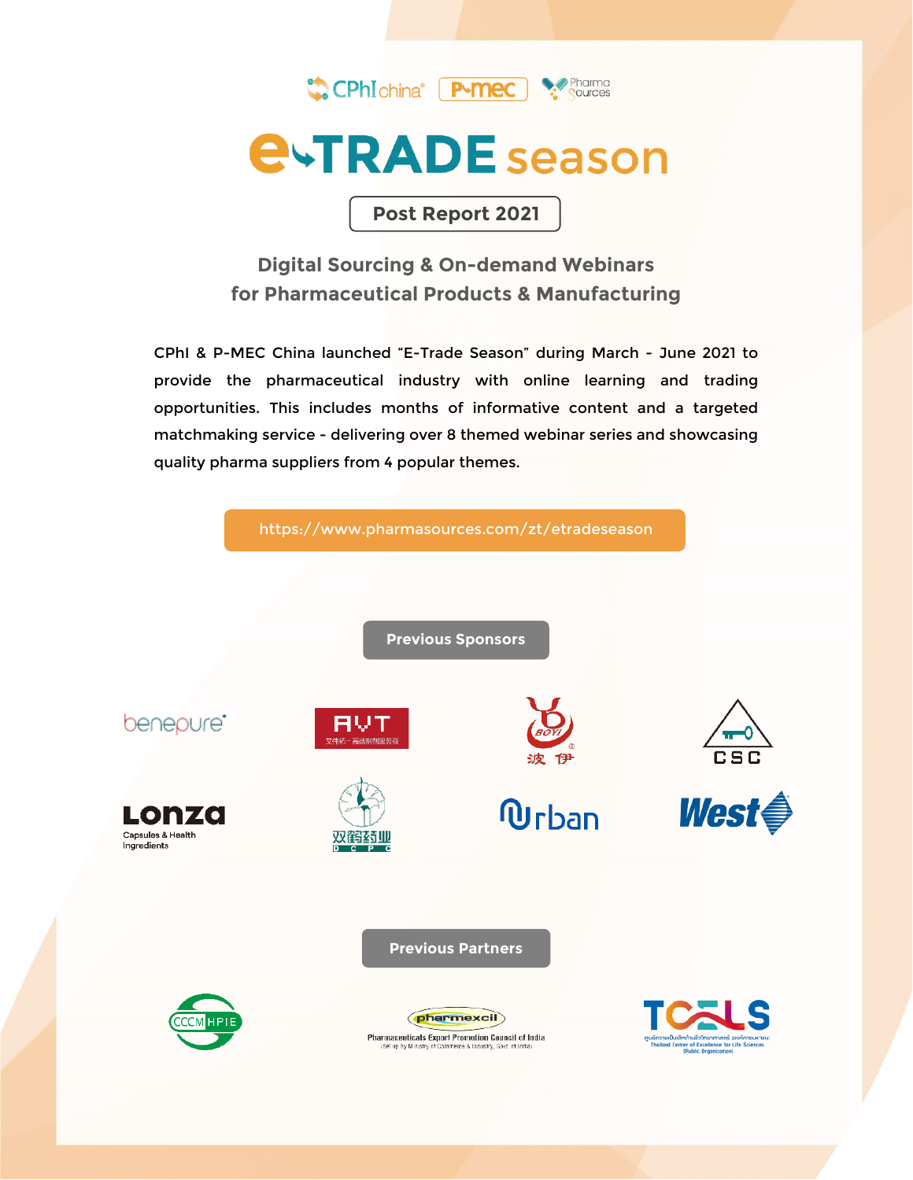CPhI china | P-mec | Pharma Sources

# e-TRADE season

## Post Report 2021

### Digital Sourcing & On-demand Webinars for Pharmaceutical Products & Manufacturing

CPhI & P-MEC China launched “E-Trade Season” during March - June 2021 to provide the pharmaceutical industry with online learning and trading opportunities. This includes months of informative content and a targeted matchmaking service - delivering over 8 themed webinar series and showcasing quality pharma suppliers from 4 popular themes.

https://www.pharmasources.com/zt/etradeseason

## Previous Sponsors

benepure | AVT 文件拓一高端制剂服务商 | BOYI 波伊 | CSC

Lonza Capsules & Health Ingredients | 双鹤药业 DCPC | Urban | West

## Previous Partners

CCCMHPIE | pharmexcil Pharmaceuticals Export Promotion Council of India (Set up by Ministry of Commerce & Industry, Govt. of India) | TCELS Thailand Center of Excellence for Life Sciences (Public Organization)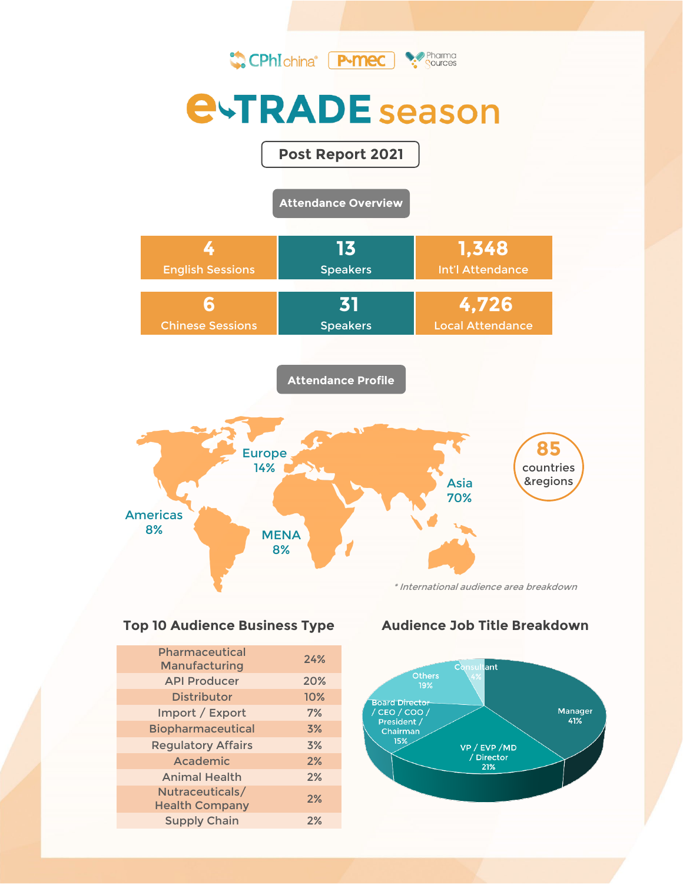CPhI china | P-mec | Pharma Sources

# e-TRADE season

## Post Report 2021

### Attendance Overview

| | | |
|---|---|---|
| 4 English Sessions | 13 Speakers | 1,348 Int'l Attendance |
| 6 Chinese Sessions | 31 Speakers | 4,726 Local Attendance |

### Attendance Profile

Europe 14%

Asia 70%

Americas 8%

MENA 8%

85 countries &regions

*\* International audience area breakdown*

### Top 10 Audience Business Type

| | |
|---|---|
| Pharmaceutical Manufacturing | 24% |
| API Producer | 20% |
| Distributor | 10% |
| Import / Export | 7% |
| Biopharmaceutical | 3% |
| Regulatory Affairs | 3% |
| Academic | 2% |
| Animal Health | 2% |
| Nutraceuticals/ Health Company | 2% |
| Supply Chain | 2% |

### Audience Job Title Breakdown

Consultant 4%

Others 19%

Board Director / CEO / COO / President / Chairman 15%

VP / EVP /MD / Director 21%

Manager 41%